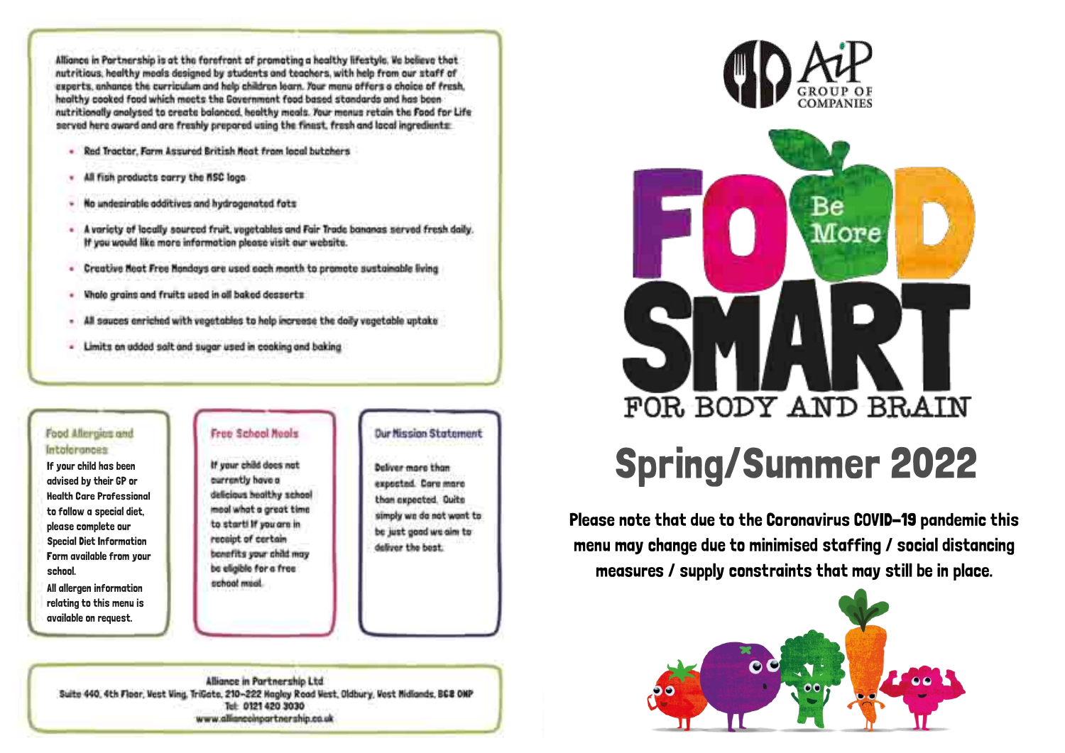Alliance in Partnership is at the forefront of promoting a healthy lifestyle. We believe that nutritious, healthy meals designed by students and teachers, with help from our staff of experts, enhance the curriculum and help children learn. Your menu offers a choice of fresh, healthy cooked food which meets the Government food based standards and has been nutritionally analysed to create balanced, healthy meals. Your menus retain the Food for Life served here award and are freshly prepared using the finest, fresh and local ingredients:

- Red Tractor, Farm Assured British Meat from local butchers
- All fish products carry the MSC logo
- No undesirable additives and hydrogenated fats
- A variety of locally sourced fruit, vegetables and Fair Trade bananas served fresh daily. If you would like more information please visit our website.
- Creative Meat Free Mondays are used each month to promote sustainable living
- Whole grains and fruits used in all baked desserts
- All sauces enriched with vegetables to help increase the daily vegetable uptake
- Limits on added salt and sugar used in cooking and baking

### Food Allergies and Intolerances

If your child has been advised by their GP or Health Care Professional to follow a special diet, please complete our Special Diet Information Form available from your school.

All allergen information relating to this menu is available on request.

### Free School Meals

If your child does not currently have a delicious healthy school meal what a great time to start! If you are in receipt of certain benefits your child may be eligible for a free school meal.

### Our Mission Statement

Deliver more than expected. Care more than expected. Quite simply we do not want to be just good we aim to deliver the best.

**Alliance in Partnership Ltd**
Suite 440, 4th Floor, West Wing, TriGate, 210-222 Hagley Road West, Oldbury, West Midlands, B68 0NP
Tel: 0121 420 3030
www.allianceinpartnership.co.uk

AiP GROUP OF COMPANIES

# FOOD SMART

Be More

FOR BODY AND BRAIN

## Spring/Summer 2022

**Please note that due to the Coronavirus COVID-19 pandemic this menu may change due to minimised staffing / social distancing measures / supply constraints that may still be in place.**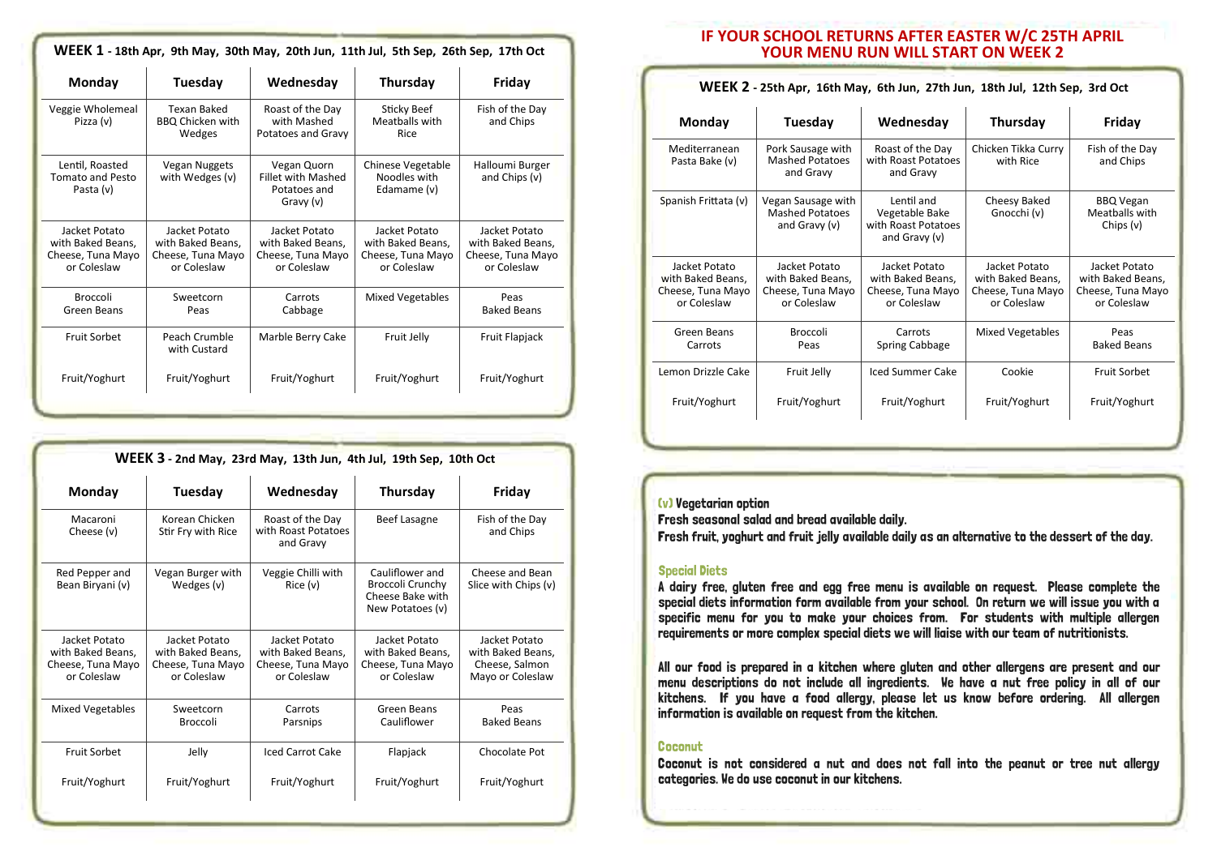## WEEK 1 - 18th Apr, 9th May, 30th May, 20th Jun, 11th Jul, 5th Sep, 26th Sep, 17th Oct

| Monday | Tuesday | Wednesday | Thursday | Friday |
|---|---|---|---|---|
| Veggie Wholemeal Pizza (v) | Texan Baked BBQ Chicken with Wedges | Roast of the Day with Mashed Potatoes and Gravy | Sticky Beef Meatballs with Rice | Fish of the Day and Chips |
| Lentil, Roasted Tomato and Pesto Pasta (v) | Vegan Nuggets with Wedges (v) | Vegan Quorn Fillet with Mashed Potatoes and Gravy (v) | Chinese Vegetable Noodles with Edamame (v) | Halloumi Burger and Chips (v) |
| Jacket Potato with Baked Beans, Cheese, Tuna Mayo or Coleslaw | Jacket Potato with Baked Beans, Cheese, Tuna Mayo or Coleslaw | Jacket Potato with Baked Beans, Cheese, Tuna Mayo or Coleslaw | Jacket Potato with Baked Beans, Cheese, Tuna Mayo or Coleslaw | Jacket Potato with Baked Beans, Cheese, Tuna Mayo or Coleslaw |
| Broccoli Green Beans | Sweetcorn Peas | Carrots Cabbage | Mixed Vegetables | Peas Baked Beans |
| Fruit Sorbet | Peach Crumble with Custard | Marble Berry Cake | Fruit Jelly | Fruit Flapjack |
| Fruit/Yoghurt | Fruit/Yoghurt | Fruit/Yoghurt | Fruit/Yoghurt | Fruit/Yoghurt |

## IF YOUR SCHOOL RETURNS AFTER EASTER W/C 25TH APRIL YOUR MENU RUN WILL START ON WEEK 2

## WEEK 2 - 25th Apr, 16th May, 6th Jun, 27th Jun, 18th Jul, 12th Sep, 3rd Oct

| Monday | Tuesday | Wednesday | Thursday | Friday |
|---|---|---|---|---|
| Mediterranean Pasta Bake (v) | Pork Sausage with Mashed Potatoes and Gravy | Roast of the Day with Roast Potatoes and Gravy | Chicken Tikka Curry with Rice | Fish of the Day and Chips |
| Spanish Frittata (v) | Vegan Sausage with Mashed Potatoes and Gravy (v) | Lentil and Vegetable Bake with Roast Potatoes and Gravy (v) | Cheesy Baked Gnocchi (v) | BBQ Vegan Meatballs with Chips (v) |
| Jacket Potato with Baked Beans, Cheese, Tuna Mayo or Coleslaw | Jacket Potato with Baked Beans, Cheese, Tuna Mayo or Coleslaw | Jacket Potato with Baked Beans, Cheese, Tuna Mayo or Coleslaw | Jacket Potato with Baked Beans, Cheese, Tuna Mayo or Coleslaw | Jacket Potato with Baked Beans, Cheese, Tuna Mayo or Coleslaw |
| Green Beans Carrots | Broccoli Peas | Carrots Spring Cabbage | Mixed Vegetables | Peas Baked Beans |
| Lemon Drizzle Cake | Fruit Jelly | Iced Summer Cake | Cookie | Fruit Sorbet |
| Fruit/Yoghurt | Fruit/Yoghurt | Fruit/Yoghurt | Fruit/Yoghurt | Fruit/Yoghurt |

## WEEK 3 - 2nd May, 23rd May, 13th Jun, 4th Jul, 19th Sep, 10th Oct

| Monday | Tuesday | Wednesday | Thursday | Friday |
|---|---|---|---|---|
| Macaroni Cheese (v) | Korean Chicken Stir Fry with Rice | Roast of the Day with Roast Potatoes and Gravy | Beef Lasagne | Fish of the Day and Chips |
| Red Pepper and Bean Biryani (v) | Vegan Burger with Wedges (v) | Veggie Chilli with Rice (v) | Cauliflower and Broccoli Crunchy Cheese Bake with New Potatoes (v) | Cheese and Bean Slice with Chips (v) |
| Jacket Potato with Baked Beans, Cheese, Tuna Mayo or Coleslaw | Jacket Potato with Baked Beans, Cheese, Tuna Mayo or Coleslaw | Jacket Potato with Baked Beans, Cheese, Tuna Mayo or Coleslaw | Jacket Potato with Baked Beans, Cheese, Tuna Mayo or Coleslaw | Jacket Potato with Baked Beans, Cheese, Salmon Mayo or Coleslaw |
| Mixed Vegetables | Sweetcorn Broccoli | Carrots Parsnips | Green Beans Cauliflower | Peas Baked Beans |
| Fruit Sorbet | Jelly | Iced Carrot Cake | Flapjack | Chocolate Pot |
| Fruit/Yoghurt | Fruit/Yoghurt | Fruit/Yoghurt | Fruit/Yoghurt | Fruit/Yoghurt |

**(v) Vegetarian option**

Fresh seasonal salad and bread available daily.

Fresh fruit, yoghurt and fruit jelly available daily as an alternative to the dessert of the day.

### Special Diets

A dairy free, gluten free and egg free menu is available on request. Please complete the special diets information form available from your school. On return we will issue you with a specific menu for you to make your choices from. For students with multiple allergen requirements or more complex special diets we will liaise with our team of nutritionists.

All our food is prepared in a kitchen where gluten and other allergens are present and our menu descriptions do not include all ingredients. We have a nut free policy in all of our kitchens. If you have a food allergy, please let us know before ordering. All allergen information is available on request from the kitchen.

### Coconut

Coconut is not considered a nut and does not fall into the peanut or tree nut allergy categories. We do use coconut in our kitchens.